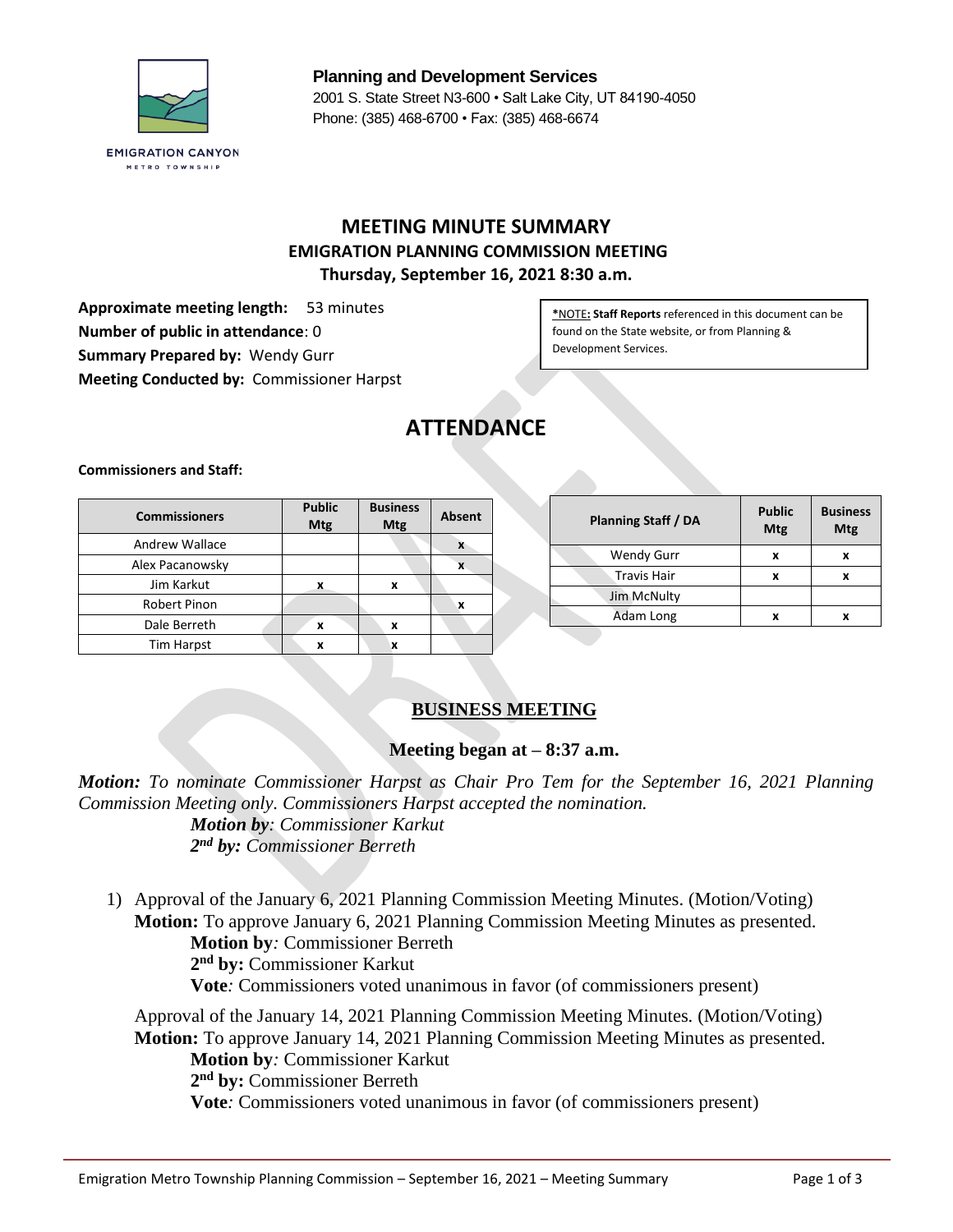EMIGRATION CANYON
METRO TOWNSHIP

**Planning and Development Services**
2001 S. State Street N3-600 • Salt Lake City, UT 84190-4050
Phone: (385) 468-6700 • Fax: (385) 468-6674

# MEETING MINUTE SUMMARY
## EMIGRATION PLANNING COMMISSION MEETING
### Thursday, September 16, 2021 8:30 a.m.

**Approximate meeting length:** 53 minutes
**Number of public in attendance**: 0
**Summary Prepared by:** Wendy Gurr
**Meeting Conducted by:** Commissioner Harpst

*NOTE: **Staff Reports** referenced in this document can be found on the State website, or from Planning & Development Services.

# ATTENDANCE

**Commissioners and Staff:**

| Commissioners | Public Mtg | Business Mtg | Absent |
|---|---|---|---|
| Andrew Wallace | | | x |
| Alex Pacanowsky | | | x |
| Jim Karkut | x | x | |
| Robert Pinon | | | x |
| Dale Berreth | x | x | |
| Tim Harpst | x | x | |

| Planning Staff / DA | Public Mtg | Business Mtg |
|---|---|---|
| Wendy Gurr | x | x |
| Travis Hair | x | x |
| Jim McNulty | | |
| Adam Long | x | x |

## BUSINESS MEETING

**Meeting began at – 8:37 a.m.**

***Motion:*** *To nominate Commissioner Harpst as Chair Pro Tem for the September 16, 2021 Planning Commission Meeting only. Commissioners Harpst accepted the nomination.*
***Motion by****: Commissioner Karkut*
***2nd by:*** *Commissioner Berreth*

1) Approval of the January 6, 2021 Planning Commission Meeting Minutes. (Motion/Voting)
   **Motion:** To approve January 6, 2021 Planning Commission Meeting Minutes as presented.
   **Motion by***:* Commissioner Berreth
   **2nd by:** Commissioner Karkut
   **Vote***:* Commissioners voted unanimous in favor (of commissioners present)

   Approval of the January 14, 2021 Planning Commission Meeting Minutes. (Motion/Voting)
   **Motion:** To approve January 14, 2021 Planning Commission Meeting Minutes as presented.
   **Motion by***:* Commissioner Karkut
   **2nd by:** Commissioner Berreth
   **Vote***:* Commissioners voted unanimous in favor (of commissioners present)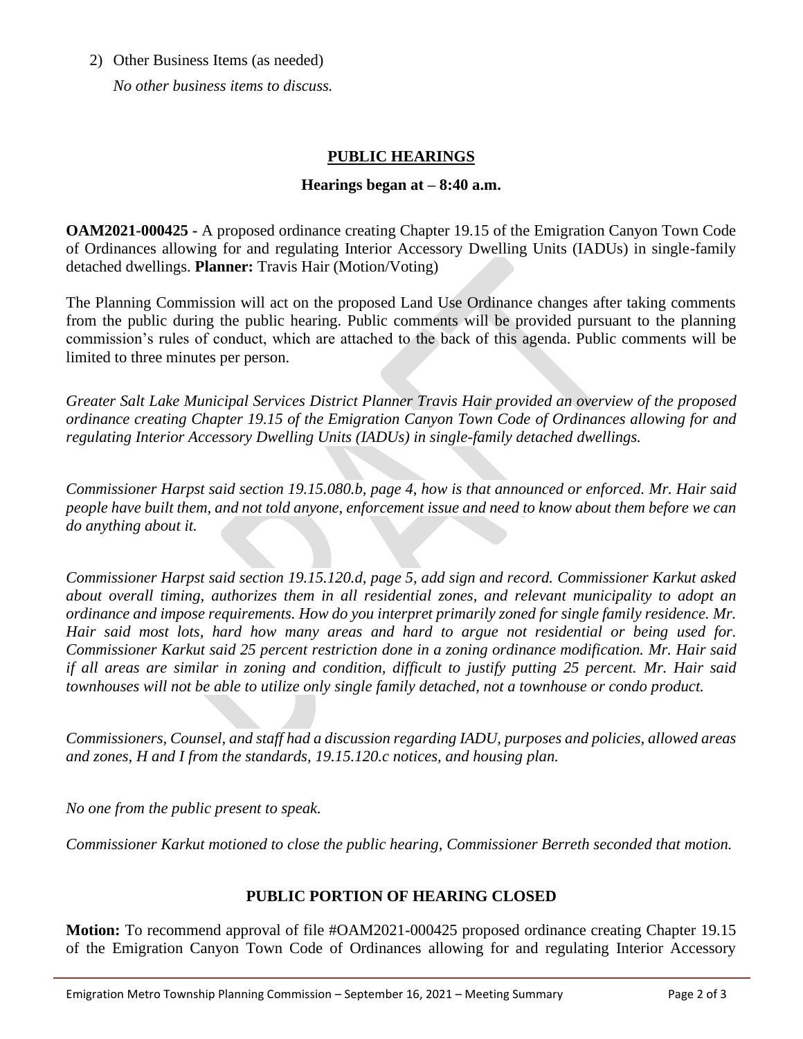2) Other Business Items (as needed)

   *No other business items to discuss.*

## PUBLIC HEARINGS

**Hearings began at – 8:40 a.m.**

**OAM2021-000425 -** A proposed ordinance creating Chapter 19.15 of the Emigration Canyon Town Code of Ordinances allowing for and regulating Interior Accessory Dwelling Units (IADUs) in single-family detached dwellings. **Planner:** Travis Hair (Motion/Voting)

The Planning Commission will act on the proposed Land Use Ordinance changes after taking comments from the public during the public hearing. Public comments will be provided pursuant to the planning commission's rules of conduct, which are attached to the back of this agenda. Public comments will be limited to three minutes per person.

*Greater Salt Lake Municipal Services District Planner Travis Hair provided an overview of the proposed ordinance creating Chapter 19.15 of the Emigration Canyon Town Code of Ordinances allowing for and regulating Interior Accessory Dwelling Units (IADUs) in single-family detached dwellings.*

*Commissioner Harpst said section 19.15.080.b, page 4, how is that announced or enforced. Mr. Hair said people have built them, and not told anyone, enforcement issue and need to know about them before we can do anything about it.*

*Commissioner Harpst said section 19.15.120.d, page 5, add sign and record. Commissioner Karkut asked about overall timing, authorizes them in all residential zones, and relevant municipality to adopt an ordinance and impose requirements. How do you interpret primarily zoned for single family residence. Mr. Hair said most lots, hard how many areas and hard to argue not residential or being used for. Commissioner Karkut said 25 percent restriction done in a zoning ordinance modification. Mr. Hair said if all areas are similar in zoning and condition, difficult to justify putting 25 percent. Mr. Hair said townhouses will not be able to utilize only single family detached, not a townhouse or condo product.*

*Commissioners, Counsel, and staff had a discussion regarding IADU, purposes and policies, allowed areas and zones, H and I from the standards, 19.15.120.c notices, and housing plan.*

*No one from the public present to speak.*

*Commissioner Karkut motioned to close the public hearing, Commissioner Berreth seconded that motion.*

## PUBLIC PORTION OF HEARING CLOSED

**Motion:** To recommend approval of file #OAM2021-000425 proposed ordinance creating Chapter 19.15 of the Emigration Canyon Town Code of Ordinances allowing for and regulating Interior Accessory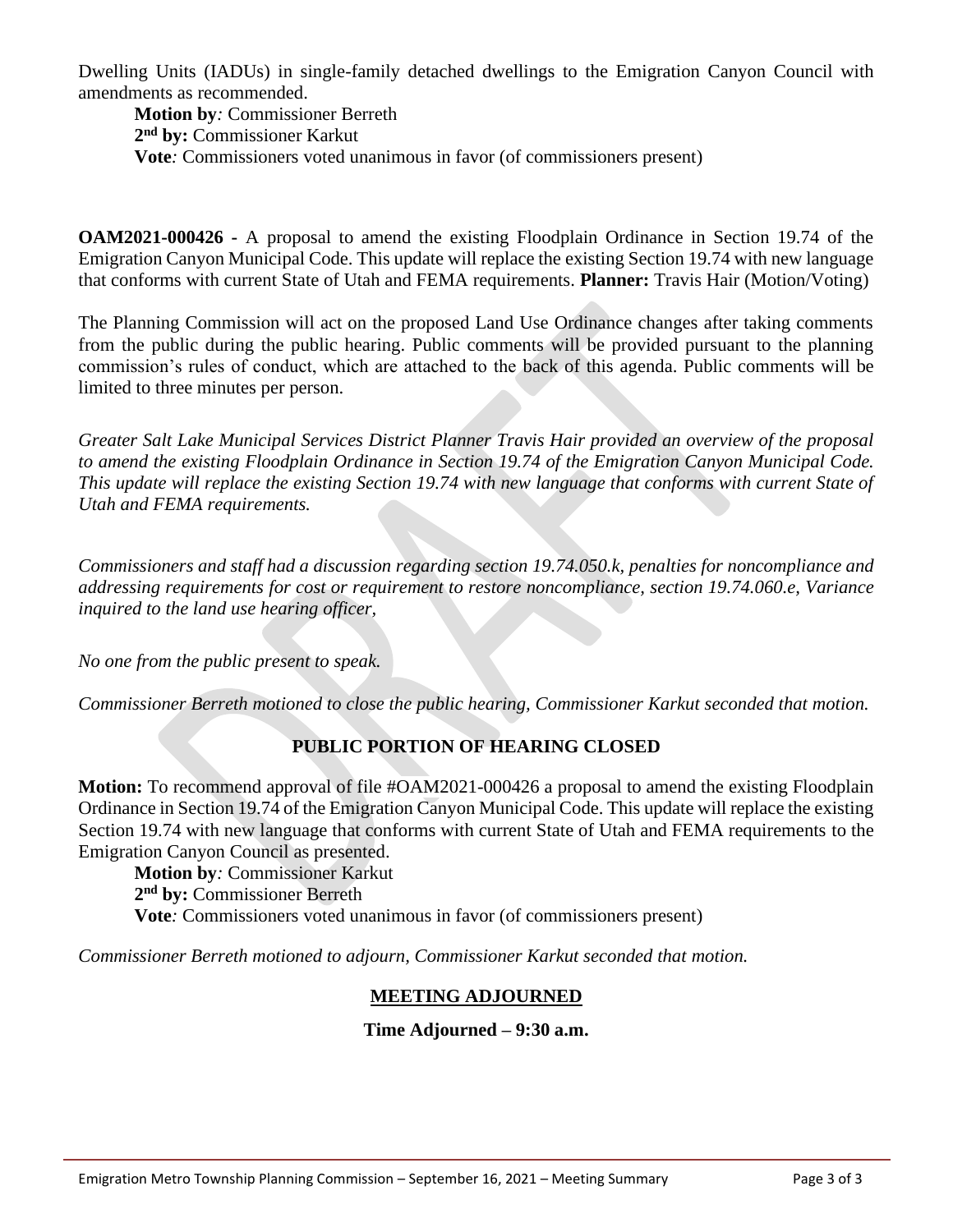Dwelling Units (IADUs) in single-family detached dwellings to the Emigration Canyon Council with amendments as recommended.

**Motion by***:* Commissioner Berreth
**2nd by:** Commissioner Karkut
**Vote***:* Commissioners voted unanimous in favor (of commissioners present)

**OAM2021-000426 -** A proposal to amend the existing Floodplain Ordinance in Section 19.74 of the Emigration Canyon Municipal Code. This update will replace the existing Section 19.74 with new language that conforms with current State of Utah and FEMA requirements. **Planner:** Travis Hair (Motion/Voting)

The Planning Commission will act on the proposed Land Use Ordinance changes after taking comments from the public during the public hearing. Public comments will be provided pursuant to the planning commission's rules of conduct, which are attached to the back of this agenda. Public comments will be limited to three minutes per person.

*Greater Salt Lake Municipal Services District Planner Travis Hair provided an overview of the proposal to amend the existing Floodplain Ordinance in Section 19.74 of the Emigration Canyon Municipal Code. This update will replace the existing Section 19.74 with new language that conforms with current State of Utah and FEMA requirements.*

*Commissioners and staff had a discussion regarding section 19.74.050.k, penalties for noncompliance and addressing requirements for cost or requirement to restore noncompliance, section 19.74.060.e, Variance inquired to the land use hearing officer,*

*No one from the public present to speak.*

*Commissioner Berreth motioned to close the public hearing, Commissioner Karkut seconded that motion.*

**PUBLIC PORTION OF HEARING CLOSED**

**Motion:** To recommend approval of file #OAM2021-000426 a proposal to amend the existing Floodplain Ordinance in Section 19.74 of the Emigration Canyon Municipal Code. This update will replace the existing Section 19.74 with new language that conforms with current State of Utah and FEMA requirements to the Emigration Canyon Council as presented.

**Motion by***:* Commissioner Karkut
**2nd by:** Commissioner Berreth
**Vote***:* Commissioners voted unanimous in favor (of commissioners present)

*Commissioner Berreth motioned to adjourn, Commissioner Karkut seconded that motion.*

**MEETING ADJOURNED**

**Time Adjourned – 9:30 a.m.**